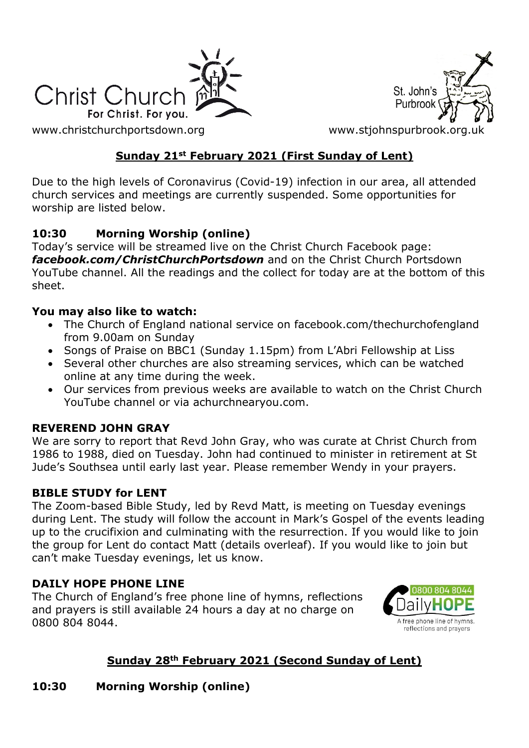Christ Church
For Christ. For you.

www.christchurchportsdown.org

St. John's Purbrook

www.stjohnspurbrook.org.uk

## Sunday 21st February 2021 (First Sunday of Lent)

Due to the high levels of Coronavirus (Covid-19) infection in our area, all attended church services and meetings are currently suspended. Some opportunities for worship are listed below.

### 10:30 Morning Worship (online)

Today's service will be streamed live on the Christ Church Facebook page: ***facebook.com/ChristChurchPortsdown*** and on the Christ Church Portsdown YouTube channel. All the readings and the collect for today are at the bottom of this sheet.

**You may also like to watch:**

- The Church of England national service on facebook.com/thechurchofengland from 9.00am on Sunday
- Songs of Praise on BBC1 (Sunday 1.15pm) from L'Abri Fellowship at Liss
- Several other churches are also streaming services, which can be watched online at any time during the week.
- Our services from previous weeks are available to watch on the Christ Church YouTube channel or via achurchnearyou.com.

### REVEREND JOHN GRAY

We are sorry to report that Revd John Gray, who was curate at Christ Church from 1986 to 1988, died on Tuesday. John had continued to minister in retirement at St Jude's Southsea until early last year. Please remember Wendy in your prayers.

### BIBLE STUDY for LENT

The Zoom-based Bible Study, led by Revd Matt, is meeting on Tuesday evenings during Lent. The study will follow the account in Mark's Gospel of the events leading up to the crucifixion and culminating with the resurrection. If you would like to join the group for Lent do contact Matt (details overleaf). If you would like to join but can't make Tuesday evenings, let us know.

### DAILY HOPE PHONE LINE

The Church of England's free phone line of hymns, reflections and prayers is still available 24 hours a day at no charge on 0800 804 8044.

0800 804 8044 DailyHOPE
A free phone line of hymns, reflections and prayers

## Sunday 28th February 2021 (Second Sunday of Lent)

### 10:30 Morning Worship (online)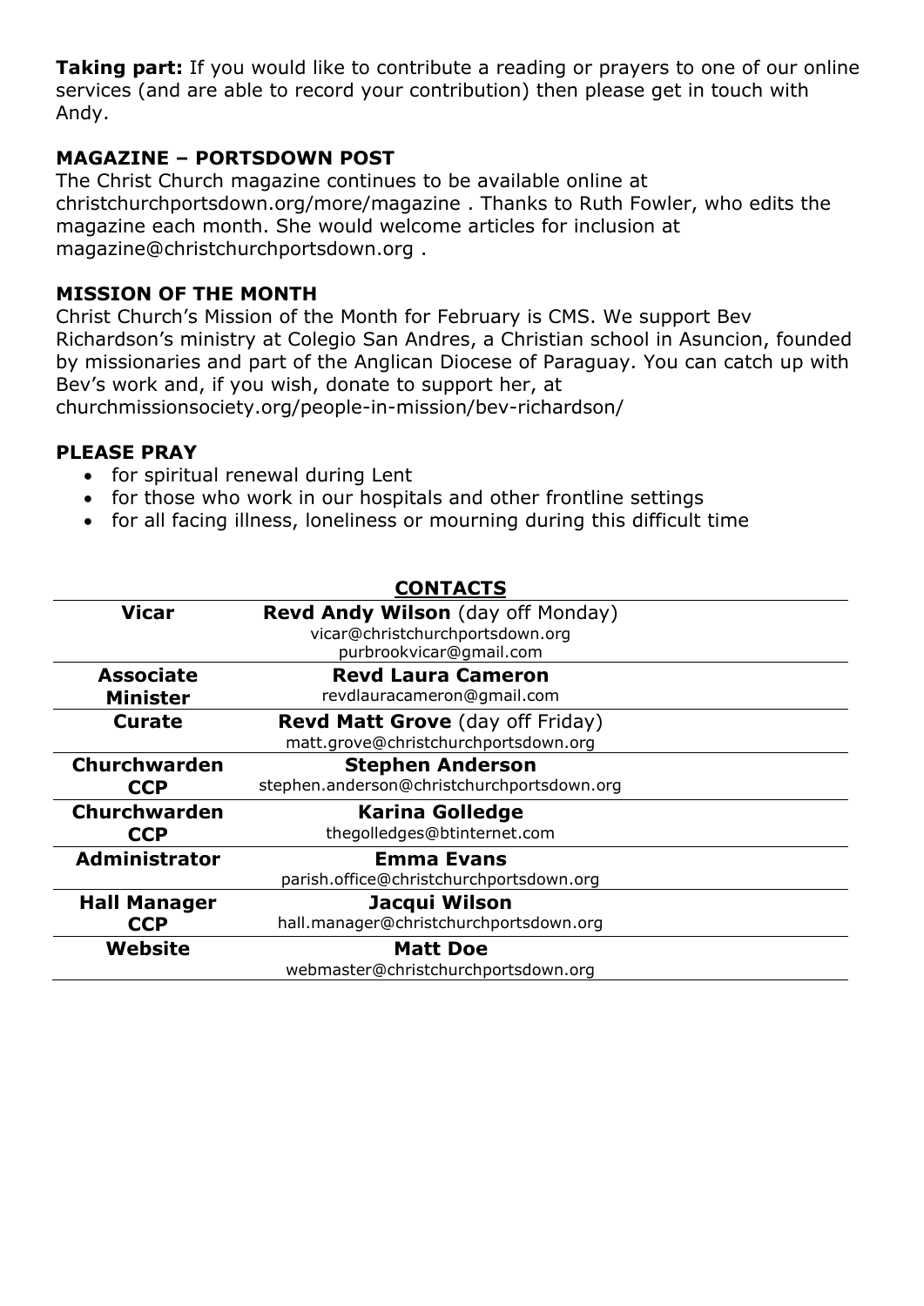**Taking part:** If you would like to contribute a reading or prayers to one of our online services (and are able to record your contribution) then please get in touch with Andy.

### MAGAZINE – PORTSDOWN POST

The Christ Church magazine continues to be available online at christchurchportsdown.org/more/magazine . Thanks to Ruth Fowler, who edits the magazine each month. She would welcome articles for inclusion at magazine@christchurchportsdown.org .

### MISSION OF THE MONTH

Christ Church's Mission of the Month for February is CMS. We support Bev Richardson's ministry at Colegio San Andres, a Christian school in Asuncion, founded by missionaries and part of the Anglican Diocese of Paraguay. You can catch up with Bev's work and, if you wish, donate to support her, at churchmissionsociety.org/people-in-mission/bev-richardson/

### PLEASE PRAY

- for spiritual renewal during Lent
- for those who work in our hospitals and other frontline settings
- for all facing illness, loneliness or mourning during this difficult time

### CONTACTS

| | |
|---|---|
| **Vicar** | **Revd Andy Wilson** (day off Monday) vicar@christchurchportsdown.org purbrookvicar@gmail.com |
| **Associate Minister** | **Revd Laura Cameron** revdlauracameron@gmail.com |
| **Curate** | **Revd Matt Grove** (day off Friday) matt.grove@christchurchportsdown.org |
| **Churchwarden CCP** | **Stephen Anderson** stephen.anderson@christchurchportsdown.org |
| **Churchwarden CCP** | **Karina Golledge** thegolledges@btinternet.com |
| **Administrator** | **Emma Evans** parish.office@christchurchportsdown.org |
| **Hall Manager CCP** | **Jacqui Wilson** hall.manager@christchurchportsdown.org |
| **Website** | **Matt Doe** webmaster@christchurchportsdown.org |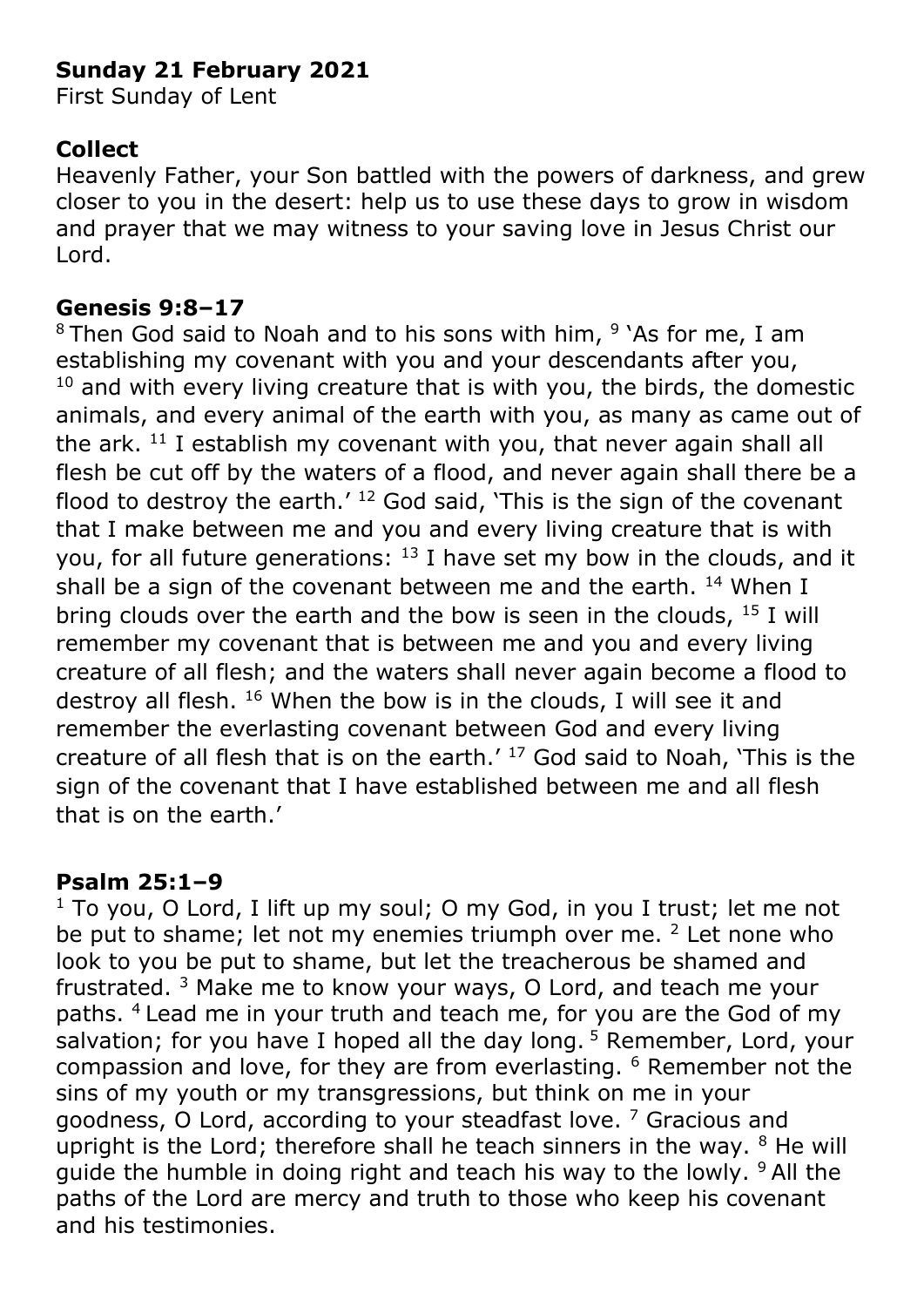**Sunday 21 February 2021**
First Sunday of Lent

**Collect**
Heavenly Father, your Son battled with the powers of darkness, and grew closer to you in the desert: help us to use these days to grow in wisdom and prayer that we may witness to your saving love in Jesus Christ our Lord.

**Genesis 9:8–17**
[8] Then God said to Noah and to his sons with him, [9] 'As for me, I am establishing my covenant with you and your descendants after you, [10] and with every living creature that is with you, the birds, the domestic animals, and every animal of the earth with you, as many as came out of the ark. [11] I establish my covenant with you, that never again shall all flesh be cut off by the waters of a flood, and never again shall there be a flood to destroy the earth.' [12] God said, 'This is the sign of the covenant that I make between me and you and every living creature that is with you, for all future generations: [13] I have set my bow in the clouds, and it shall be a sign of the covenant between me and the earth. [14] When I bring clouds over the earth and the bow is seen in the clouds, [15] I will remember my covenant that is between me and you and every living creature of all flesh; and the waters shall never again become a flood to destroy all flesh. [16] When the bow is in the clouds, I will see it and remember the everlasting covenant between God and every living creature of all flesh that is on the earth.' [17] God said to Noah, 'This is the sign of the covenant that I have established between me and all flesh that is on the earth.'

**Psalm 25:1–9**
[1] To you, O Lord, I lift up my soul; O my God, in you I trust; let me not be put to shame; let not my enemies triumph over me. [2] Let none who look to you be put to shame, but let the treacherous be shamed and frustrated. [3] Make me to know your ways, O Lord, and teach me your paths. [4] Lead me in your truth and teach me, for you are the God of my salvation; for you have I hoped all the day long. [5] Remember, Lord, your compassion and love, for they are from everlasting. [6] Remember not the sins of my youth or my transgressions, but think on me in your goodness, O Lord, according to your steadfast love. [7] Gracious and upright is the Lord; therefore shall he teach sinners in the way. [8] He will guide the humble in doing right and teach his way to the lowly. [9] All the paths of the Lord are mercy and truth to those who keep his covenant and his testimonies.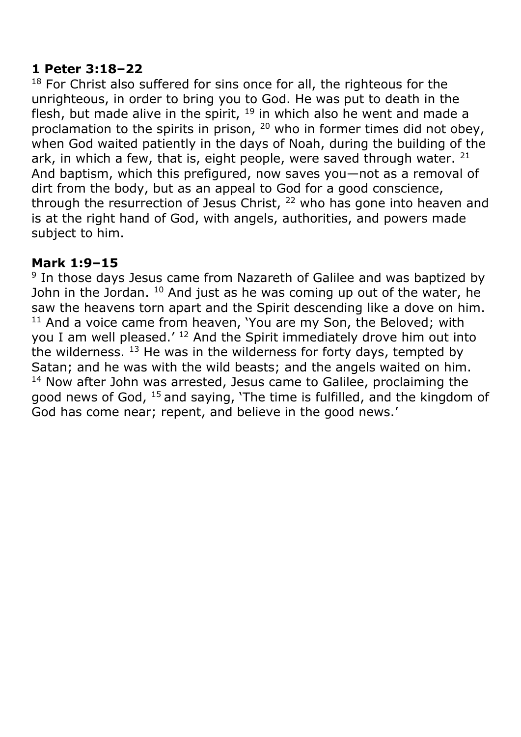**1 Peter 3:18–22**

[18] For Christ also suffered for sins once for all, the righteous for the unrighteous, in order to bring you to God. He was put to death in the flesh, but made alive in the spirit, [19] in which also he went and made a proclamation to the spirits in prison, [20] who in former times did not obey, when God waited patiently in the days of Noah, during the building of the ark, in which a few, that is, eight people, were saved through water. [21] And baptism, which this prefigured, now saves you—not as a removal of dirt from the body, but as an appeal to God for a good conscience, through the resurrection of Jesus Christ, [22] who has gone into heaven and is at the right hand of God, with angels, authorities, and powers made subject to him.

**Mark 1:9–15**

[9] In those days Jesus came from Nazareth of Galilee and was baptized by John in the Jordan. [10] And just as he was coming up out of the water, he saw the heavens torn apart and the Spirit descending like a dove on him. [11] And a voice came from heaven, 'You are my Son, the Beloved; with you I am well pleased.' [12] And the Spirit immediately drove him out into the wilderness. [13] He was in the wilderness for forty days, tempted by Satan; and he was with the wild beasts; and the angels waited on him. [14] Now after John was arrested, Jesus came to Galilee, proclaiming the good news of God, [15] and saying, 'The time is fulfilled, and the kingdom of God has come near; repent, and believe in the good news.'